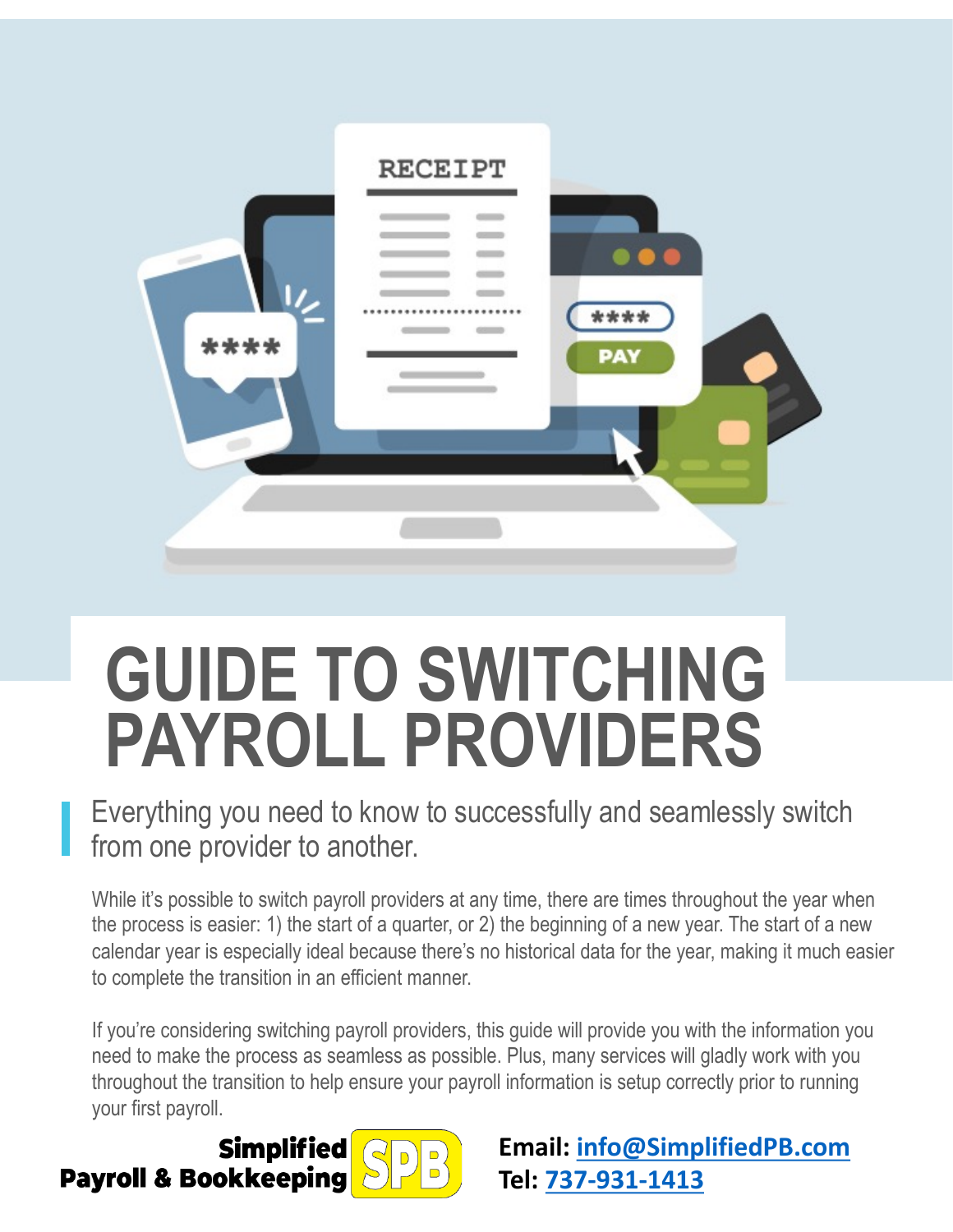# GUIDE TO SWITCHING PAYROLL PROVIDERS

Everything you need to know to successfully and seamlessly switch from one provider to another.

While it's possible to switch payroll providers at any time, there are times throughout the year when the process is easier: 1) the start of a quarter, or 2) the beginning of a new year. The start of a new calendar year is especially ideal because there's no historical data for the year, making it much easier to complete the transition in an efficient manner.

If you're considering switching payroll providers, this guide will provide you with the information you need to make the process as seamless as possible. Plus, many services will gladly work with you throughout the transition to help ensure your payroll information is setup correctly prior to running your first payroll.

**Simplified Payroll & Bookkeeping** SPB

**Email:** info@SimplifiedPB.com
**Tel:** 737-931-1413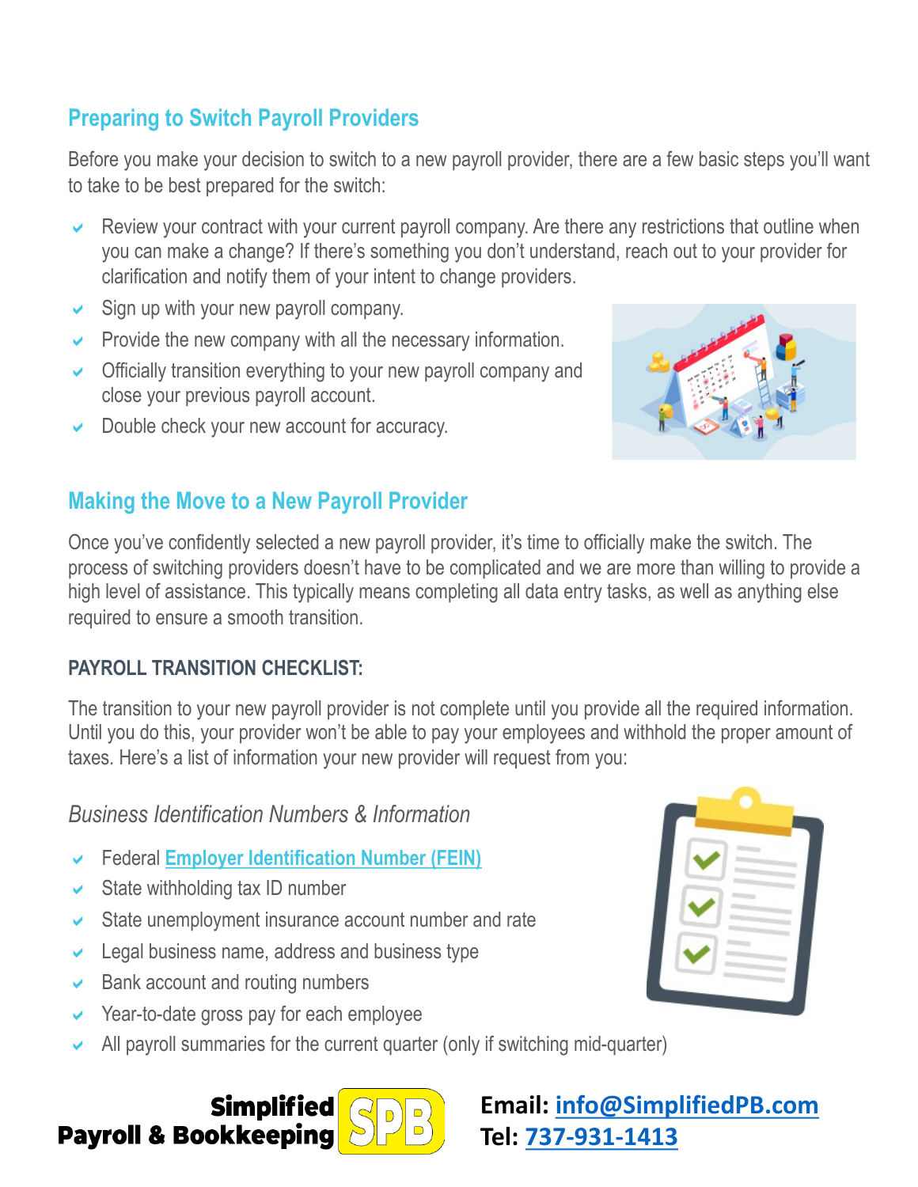## Preparing to Switch Payroll Providers

Before you make your decision to switch to a new payroll provider, there are a few basic steps you'll want to take to be best prepared for the switch:

- Review your contract with your current payroll company. Are there any restrictions that outline when you can make a change? If there's something you don't understand, reach out to your provider for clarification and notify them of your intent to change providers.
- Sign up with your new payroll company.
- Provide the new company with all the necessary information.
- Officially transition everything to your new payroll company and close your previous payroll account.
- Double check your new account for accuracy.

## Making the Move to a New Payroll Provider

Once you've confidently selected a new payroll provider, it's time to officially make the switch. The process of switching providers doesn't have to be complicated and we are more than willing to provide a high level of assistance. This typically means completing all data entry tasks, as well as anything else required to ensure a smooth transition.

### PAYROLL TRANSITION CHECKLIST:

The transition to your new payroll provider is not complete until you provide all the required information. Until you do this, your provider won't be able to pay your employees and withhold the proper amount of taxes. Here's a list of information your new provider will request from you:

*Business Identification Numbers & Information*

- Federal Employer Identification Number (FEIN)
- State withholding tax ID number
- State unemployment insurance account number and rate
- Legal business name, address and business type
- Bank account and routing numbers
- Year-to-date gross pay for each employee
- All payroll summaries for the current quarter (only if switching mid-quarter)

**Simplified Payroll & Bookkeeping** SPB

**Email:** info@SimplifiedPB.com
**Tel:** 737-931-1413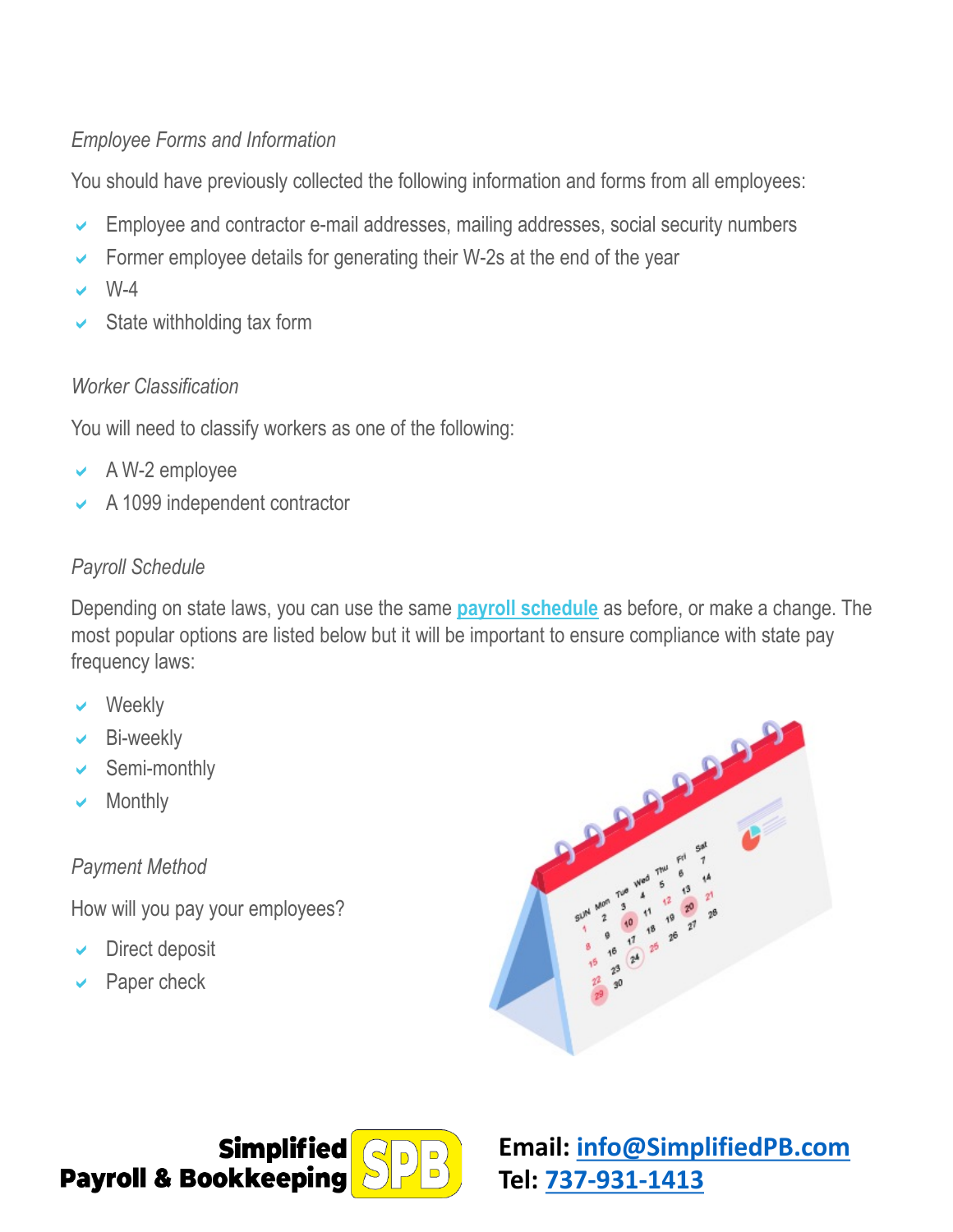*Employee Forms and Information*

You should have previously collected the following information and forms from all employees:

- Employee and contractor e-mail addresses, mailing addresses, social security numbers
- Former employee details for generating their W-2s at the end of the year
- W-4
- State withholding tax form

*Worker Classification*

You will need to classify workers as one of the following:

- A W-2 employee
- A 1099 independent contractor

*Payroll Schedule*

Depending on state laws, you can use the same [payroll schedule](#) as before, or make a change. The most popular options are listed below but it will be important to ensure compliance with state pay frequency laws:

- Weekly
- Bi-weekly
- Semi-monthly
- Monthly

*Payment Method*

How will you pay your employees?

- Direct deposit
- Paper check

**Simplified Payroll & Bookkeeping**

**Email: [info@SimplifiedPB.com](mailto:info@SimplifiedPB.com)**
**Tel: [737-931-1413](tel:737-931-1413)**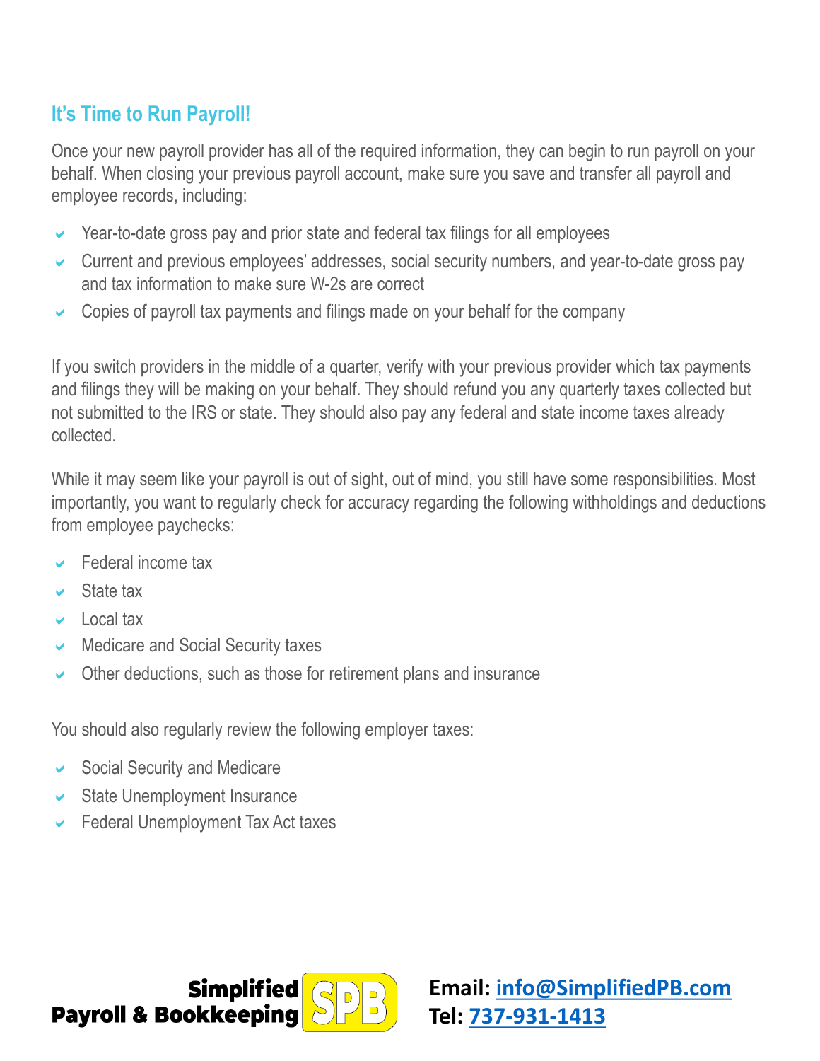## It's Time to Run Payroll!

Once your new payroll provider has all of the required information, they can begin to run payroll on your behalf. When closing your previous payroll account, make sure you save and transfer all payroll and employee records, including:

- Year-to-date gross pay and prior state and federal tax filings for all employees
- Current and previous employees' addresses, social security numbers, and year-to-date gross pay and tax information to make sure W-2s are correct
- Copies of payroll tax payments and filings made on your behalf for the company

If you switch providers in the middle of a quarter, verify with your previous provider which tax payments and filings they will be making on your behalf. They should refund you any quarterly taxes collected but not submitted to the IRS or state. They should also pay any federal and state income taxes already collected.

While it may seem like your payroll is out of sight, out of mind, you still have some responsibilities. Most importantly, you want to regularly check for accuracy regarding the following withholdings and deductions from employee paychecks:

- Federal income tax
- State tax
- Local tax
- Medicare and Social Security taxes
- Other deductions, such as those for retirement plans and insurance

You should also regularly review the following employer taxes:

- Social Security and Medicare
- State Unemployment Insurance
- Federal Unemployment Tax Act taxes

**Simplified Payroll & Bookkeeping SPB**

**Email: info@SimplifiedPB.com**
**Tel: 737-931-1413**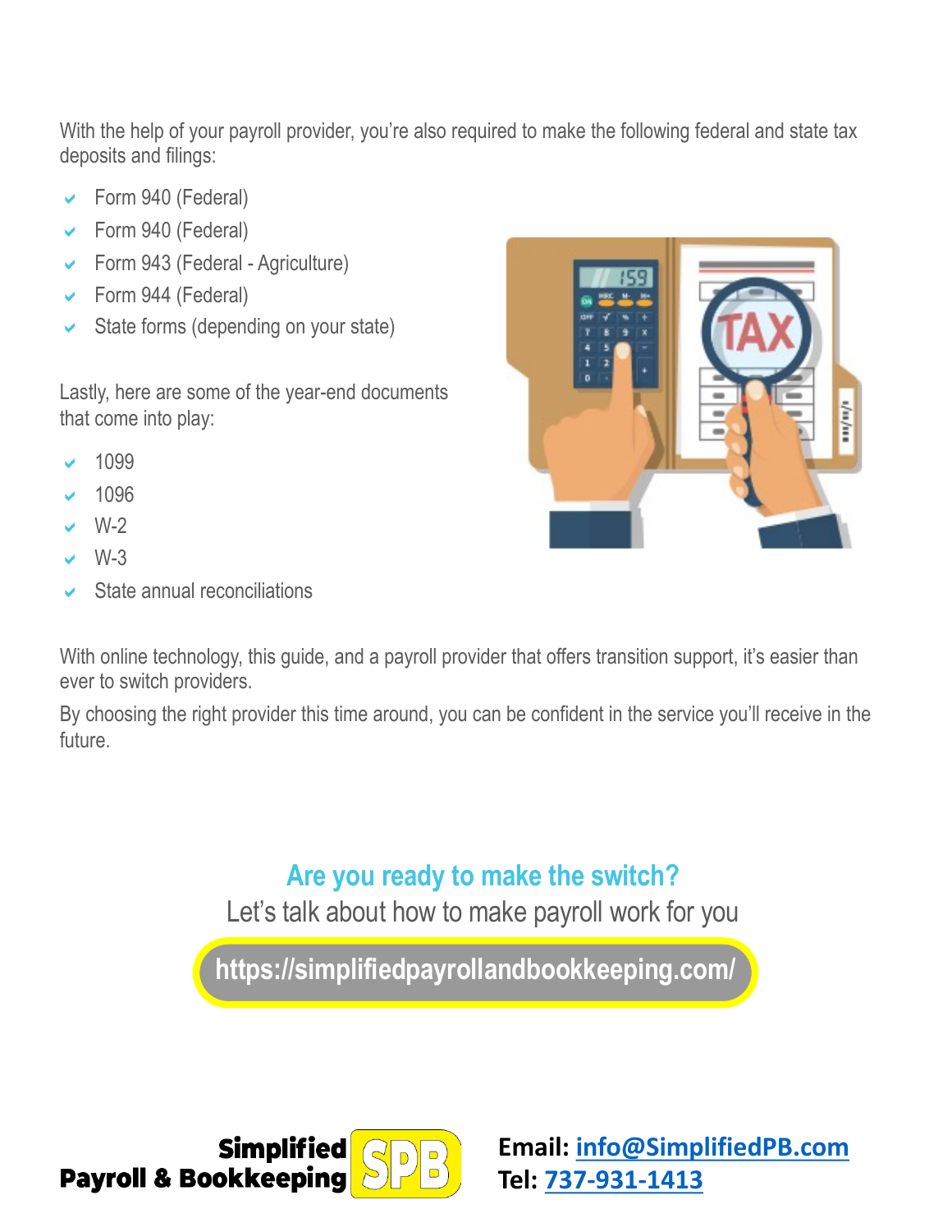With the help of your payroll provider, you're also required to make the following federal and state tax deposits and filings:

- Form 940 (Federal)
- Form 940 (Federal)
- Form 943 (Federal - Agriculture)
- Form 944 (Federal)
- State forms (depending on your state)

Lastly, here are some of the year-end documents that come into play:

- 1099
- 1096
- W-2
- W-3
- State annual reconciliations

With online technology, this guide, and a payroll provider that offers transition support, it's easier than ever to switch providers.

By choosing the right provider this time around, you can be confident in the service you'll receive in the future.

## Are you ready to make the switch?

Let's talk about how to make payroll work for you

**https://simplifiedpayrollandbookkeeping.com/**

**Simplified Payroll & Bookkeeping** SPB

**Email:** info@SimplifiedPB.com
**Tel:** 737-931-1413